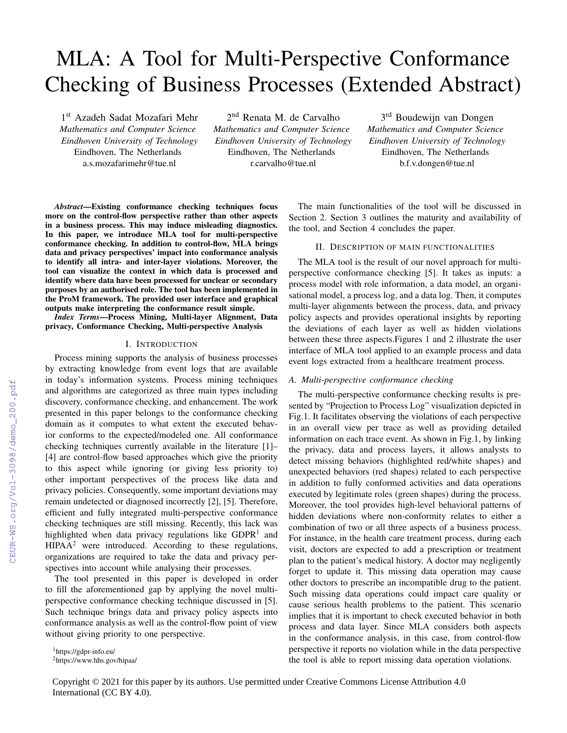# MLA: A Tool for Multi-Perspective Conformance Checking of Business Processes (Extended Abstract)

1st Azadeh Sadat Mozafari Mehr
*Mathematics and Computer Science*
*Eindhoven University of Technology*
Eindhoven, The Netherlands
a.s.mozafarimehr@tue.nl

2nd Renata M. de Carvalho
*Mathematics and Computer Science*
*Eindhoven University of Technology*
Eindhoven, The Netherlands
r.carvalho@tue.nl

3rd Boudewijn van Dongen
*Mathematics and Computer Science*
*Eindhoven University of Technology*
Eindhoven, The Netherlands
b.f.v.dongen@tue.nl

***Abstract*—Existing conformance checking techniques focus more on the control-flow perspective rather than other aspects in a business process. This may induce misleading diagnostics. In this paper, we introduce MLA tool for multi-perspective conformance checking. In addition to control-flow, MLA brings data and privacy perspectives' impact into conformance analysis to identify all intra- and inter-layer violations. Moreover, the tool can visualize the context in which data is processed and identify where data have been processed for unclear or secondary purposes by an authorised role. The tool has been implemented in the ProM framework. The provided user interface and graphical outputs make interpreting the conformance result simple.**

***Index Terms*—Process Mining, Multi-layer Alignment, Data privacy, Conformance Checking, Multi-perspective Analysis**

## I. Introduction

Process mining supports the analysis of business processes by extracting knowledge from event logs that are available in today's information systems. Process mining techniques and algorithms are categorized as three main types including discovery, conformance checking, and enhancement. The work presented in this paper belongs to the conformance checking domain as it computes to what extent the executed behavior conforms to the expected/modeled one. All conformance checking techniques currently available in the literature [1]–[4] are control-flow based approaches which give the priority to this aspect while ignoring (or giving less priority to) other important perspectives of the process like data and privacy policies. Consequently, some important deviations may remain undetected or diagnosed incorrectly [2], [5]. Therefore, efficient and fully integrated multi-perspective conformance checking techniques are still missing. Recently, this lack was highlighted when data privacy regulations like GDPR[1] and HIPAA[2] were introduced. According to these regulations, organizations are required to take the data and privacy perspectives into account while analysing their processes.

The tool presented in this paper is developed in order to fill the aforementioned gap by applying the novel multi-perspective conformance checking technique discussed in [5]. Such technique brings data and privacy policy aspects into conformance analysis as well as the control-flow point of view without giving priority to one perspective.

[1]https://gdpr-info.eu/

[2]https://www.hhs.gov/hipaa/

The main functionalities of the tool will be discussed in Section 2. Section 3 outlines the maturity and availability of the tool, and Section 4 concludes the paper.

## II. Description of Main Functionalities

The MLA tool is the result of our novel approach for multi-perspective conformance checking [5]. It takes as inputs: a process model with role information, a data model, an organisational model, a process log, and a data log. Then, it computes multi-layer alignments between the process, data, and privacy policy aspects and provides operational insights by reporting the deviations of each layer as well as hidden violations between these three aspects.Figures 1 and 2 illustrate the user interface of MLA tool applied to an example process and data event logs extracted from a healthcare treatment process.

### *A. Multi-perspective conformance checking*

The multi-perspective conformance checking results is presented by "Projection to Process Log" visualization depicted in Fig.1. It facilitates observing the violations of each perspective in an overall view per trace as well as providing detailed information on each trace event. As shown in Fig.1, by linking the privacy, data and process layers, it allows analysts to detect missing behaviors (highlighted red/white shapes) and unexpected behaviors (red shapes) related to each perspective in addition to fully conformed activities and data operations executed by legitimate roles (green shapes) during the process. Moreover, the tool provides high-level behavioral patterns of hidden deviations where non-conformity relates to either a combination of two or all three aspects of a business process. For instance, in the health care treatment process, during each visit, doctors are expected to add a prescription or treatment plan to the patient's medical history. A doctor may negligently forget to update it. This missing data operation may cause other doctors to prescribe an incompatible drug to the patient. Such missing data operations could impact care quality or cause serious health problems to the patient. This scenario implies that it is important to check executed behavior in both process and data layer. Since MLA considers both aspects in the conformance analysis, in this case, from control-flow perspective it reports no violation while in the data perspective the tool is able to report missing data operation violations.

Copyright © 2021 for this paper by its authors. Use permitted under Creative Commons License Attribution 4.0 International (CC BY 4.0).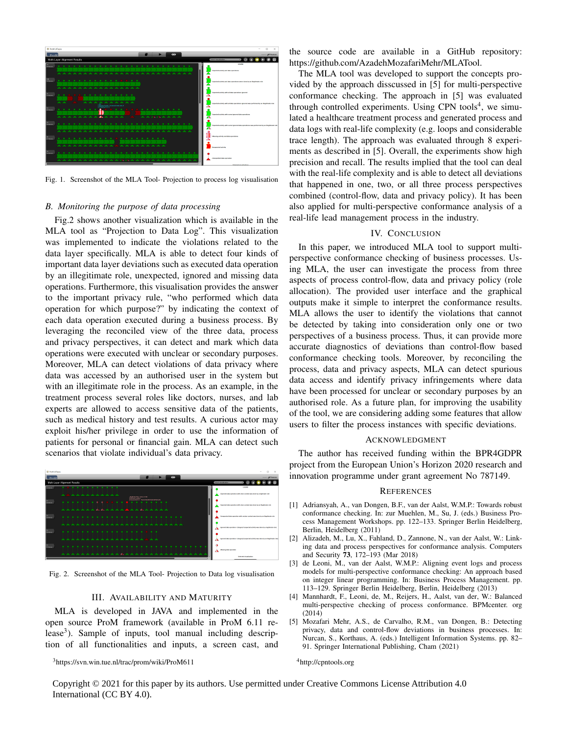Fig. 1. Screenshot of the MLA Tool- Projection to process log visualisation

### B. Monitoring the purpose of data processing

Fig.2 shows another visualization which is available in the MLA tool as "Projection to Data Log". This visualization was implemented to indicate the violations related to the data layer specifically. MLA is able to detect four kinds of important data layer deviations such as executed data operation by an illegitimate role, unexpected, ignored and missing data operations. Furthermore, this visualization provides the answer to the important privacy rule, "who performed which data operation for which purpose?" by indicating the context of each data operation executed during a business process. By leveraging the reconciled view of the three data, process and privacy perspectives, it can detect and mark which data operations were executed with unclear or secondary purposes. Moreover, MLA can detect violations of data privacy where data was accessed by an authorised user in the system but with an illegitimate role in the process. As an example, in the treatment process several roles like doctors, nurses, and lab experts are allowed to access sensitive data of the patients, such as medical history and test results. A curious actor may exploit his/her privilege in order to use the information of patients for personal or financial gain. MLA can detect such scenarios that violate individual's data privacy.

Fig. 2. Screenshot of the MLA Tool- Projection to Data log visualisation

## III. Availability and Maturity

MLA is developed in JAVA and implemented in the open source ProM framework (available in ProM 6.11 release[3]). Sample of inputs, tool manual including description of all functionalities and inputs, a screen cast, and the source code are available in a GitHub repository: https://github.com/AzadehMozafariMehr/MLATool.

The MLA tool was developed to support the concepts provided by the approach disscussed in [5] for multi-perspective conformance checking. The approach in [5] was evaluated through controlled experiments. Using CPN tools[4], we simulated a healthcare treatment process and generated process and data logs with real-life complexity (e.g. loops and considerable trace length). The approach was evaluated through 8 experiments as described in [5]. Overall, the experiments show high precision and recall. The results implied that the tool can deal with the real-life complexity and is able to detect all deviations that happened in one, two, or all three process perspectives combined (control-flow, data and privacy policy). It has been also applied for multi-perspective conformance analysis of a real-life lead management process in the industry.

## IV. Conclusion

In this paper, we introduced MLA tool to support multi-perspective conformance checking of business processes. Using MLA, the user can investigate the process from three aspects of process control-flow, data and privacy policy (role allocation). The provided user interface and the graphical outputs make it simple to interpret the conformance results. MLA allows the user to identify the violations that cannot be detected by taking into consideration only one or two perspectives of a business process. Thus, it can provide more accurate diagnostics of deviations than control-flow based conformance checking tools. Moreover, by reconciling the process, data and privacy aspects, MLA can detect spurious data access and identify privacy infringements where data have been processed for unclear or secondary purposes by an authorised role. As a future plan, for improving the usability of the tool, we are considering adding some features that allow users to filter the process instances with specific deviations.

## Acknowledgment

The author has received funding within the BPR4GDPR project from the European Union's Horizon 2020 research and innovation programme under grant agreement No 787149.

## References

[1] Adriansyah, A., van Dongen, B.F., van der Aalst, W.M.P.: Towards robust conformance checking. In: zur Muehlen, M., Su, J. (eds.) Business Process Management Workshops. pp. 122–133. Springer Berlin Heidelberg, Berlin, Heidelberg (2011)

[2] Alizadeh, M., Lu, X., Fahland, D., Zannone, N., van der Aalst, W.: Linking data and process perspectives for conformance analysis. Computers and Security **73**, 172–193 (Mar 2018)

[3] de Leoni, M., van der Aalst, W.M.P.: Aligning event logs and process models for multi-perspective conformance checking: An approach based on integer linear programming. In: Business Process Management. pp. 113–129. Springer Berlin Heidelberg, Berlin, Heidelberg (2013)

[4] Mannhardt, F., Leoni, de, M., Reijers, H., Aalst, van der, W.: Balanced multi-perspective checking of process conformance. BPMcenter. org (2014)

[5] Mozafari Mehr, A.S., de Carvalho, R.M., van Dongen, B.: Detecting privacy, data and control-flow deviations in business processes. In: Nurcan, S., Korthaus, A. (eds.) Intelligent Information Systems. pp. 82–91. Springer International Publishing, Cham (2021)

[3] https://svn.win.tue.nl/trac/prom/wiki/ProM611

[4] http://cpntools.org

Copyright © 2021 for this paper by its authors. Use permitted under Creative Commons License Attribution 4.0 International (CC BY 4.0).